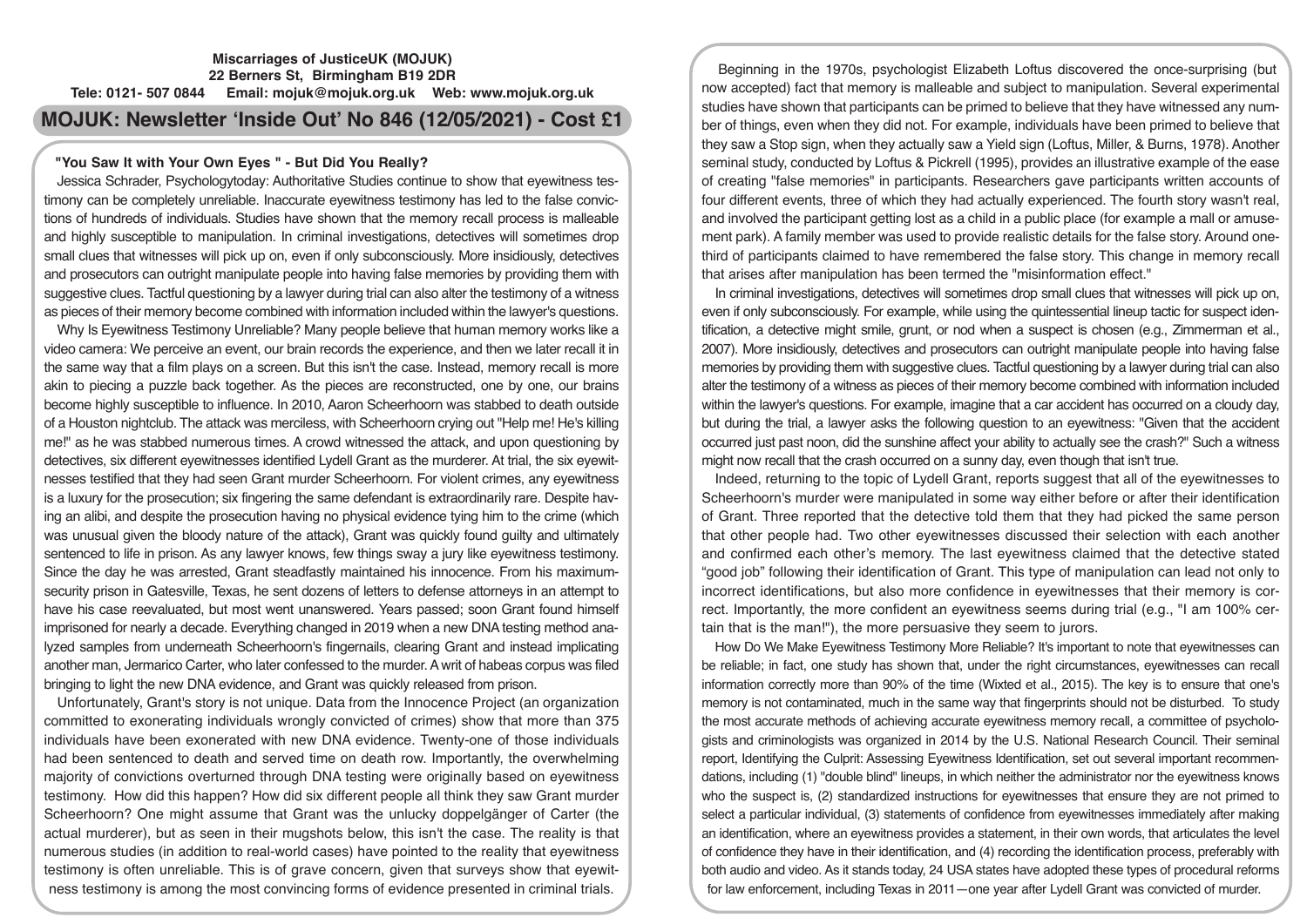**Miscarriages of JusticeUK (MOJUK)**
**22 Berners St, Birmingham B19 2DR**
**Tele: 0121- 507 0844 Email: mojuk@mojuk.org.uk Web: www.mojuk.org.uk**

# MOJUK: Newsletter 'Inside Out' No 846 (12/05/2021) - Cost £1

## "You Saw It with Your Own Eyes " - But Did You Really?

Jessica Schrader, Psychologytoday: Authoritative Studies continue to show that eyewitness testimony can be completely unreliable. Inaccurate eyewitness testimony has led to the false convictions of hundreds of individuals. Studies have shown that the memory recall process is malleable and highly susceptible to manipulation. In criminal investigations, detectives will sometimes drop small clues that witnesses will pick up on, even if only subconsciously. More insidiously, detectives and prosecutors can outright manipulate people into having false memories by providing them with suggestive clues. Tactful questioning by a lawyer during trial can also alter the testimony of a witness as pieces of their memory become combined with information included within the lawyer's questions.

Why Is Eyewitness Testimony Unreliable? Many people believe that human memory works like a video camera: We perceive an event, our brain records the experience, and then we later recall it in the same way that a film plays on a screen. But this isn't the case. Instead, memory recall is more akin to piecing a puzzle back together. As the pieces are reconstructed, one by one, our brains become highly susceptible to influence. In 2010, Aaron Scheerhoorn was stabbed to death outside of a Houston nightclub. The attack was merciless, with Scheerhoorn crying out "Help me! He's killing me!" as he was stabbed numerous times. A crowd witnessed the attack, and upon questioning by detectives, six different eyewitnesses identified Lydell Grant as the murderer. At trial, the six eyewitnesses testified that they had seen Grant murder Scheerhoorn. For violent crimes, any eyewitness is a luxury for the prosecution; six fingering the same defendant is extraordinarily rare. Despite having an alibi, and despite the prosecution having no physical evidence tying him to the crime (which was unusual given the bloody nature of the attack), Grant was quickly found guilty and ultimately sentenced to life in prison. As any lawyer knows, few things sway a jury like eyewitness testimony. Since the day he was arrested, Grant steadfastly maintained his innocence. From his maximum-security prison in Gatesville, Texas, he sent dozens of letters to defense attorneys in an attempt to have his case reevaluated, but most went unanswered. Years passed; soon Grant found himself imprisoned for nearly a decade. Everything changed in 2019 when a new DNA testing method analyzed samples from underneath Scheerhoorn's fingernails, clearing Grant and instead implicating another man, Jermarico Carter, who later confessed to the murder. A writ of habeas corpus was filed bringing to light the new DNA evidence, and Grant was quickly released from prison.

Unfortunately, Grant's story is not unique. Data from the Innocence Project (an organization committed to exonerating individuals wrongly convicted of crimes) show that more than 375 individuals have been exonerated with new DNA evidence. Twenty-one of those individuals had been sentenced to death and served time on death row. Importantly, the overwhelming majority of convictions overturned through DNA testing were originally based on eyewitness testimony. How did this happen? How did six different people all think they saw Grant murder Scheerhoorn? One might assume that Grant was the unlucky doppelgänger of Carter (the actual murderer), but as seen in their mugshots below, this isn't the case. The reality is that numerous studies (in addition to real-world cases) have pointed to the reality that eyewitness testimony is often unreliable. This is of grave concern, given that surveys show that eyewitness testimony is among the most convincing forms of evidence presented in criminal trials.

Beginning in the 1970s, psychologist Elizabeth Loftus discovered the once-surprising (but now accepted) fact that memory is malleable and subject to manipulation. Several experimental studies have shown that participants can be primed to believe that they have witnessed any number of things, even when they did not. For example, individuals have been primed to believe that they saw a Stop sign, when they actually saw a Yield sign (Loftus, Miller, & Burns, 1978). Another seminal study, conducted by Loftus & Pickrell (1995), provides an illustrative example of the ease of creating "false memories" in participants. Researchers gave participants written accounts of four different events, three of which they had actually experienced. The fourth story wasn't real, and involved the participant getting lost as a child in a public place (for example a mall or amusement park). A family member was used to provide realistic details for the false story. Around one-third of participants claimed to have remembered the false story. This change in memory recall that arises after manipulation has been termed the "misinformation effect."

In criminal investigations, detectives will sometimes drop small clues that witnesses will pick up on, even if only subconsciously. For example, while using the quintessential lineup tactic for suspect identification, a detective might smile, grunt, or nod when a suspect is chosen (e.g., Zimmerman et al., 2007). More insidiously, detectives and prosecutors can outright manipulate people into having false memories by providing them with suggestive clues. Tactful questioning by a lawyer during trial can also alter the testimony of a witness as pieces of their memory become combined with information included within the lawyer's questions. For example, imagine that a car accident has occurred on a cloudy day, but during the trial, a lawyer asks the following question to an eyewitness: "Given that the accident occurred just past noon, did the sunshine affect your ability to actually see the crash?" Such a witness might now recall that the crash occurred on a sunny day, even though that isn't true.

Indeed, returning to the topic of Lydell Grant, reports suggest that all of the eyewitnesses to Scheerhoorn's murder were manipulated in some way either before or after their identification of Grant. Three reported that the detective told them that they had picked the same person that other people had. Two other eyewitnesses discussed their selection with each another and confirmed each other's memory. The last eyewitness claimed that the detective stated "good job" following their identification of Grant. This type of manipulation can lead not only to incorrect identifications, but also more confidence in eyewitnesses that their memory is correct. Importantly, the more confident an eyewitness seems during trial (e.g., "I am 100% certain that is the man!"), the more persuasive they seem to jurors.

How Do We Make Eyewitness Testimony More Reliable? It's important to note that eyewitnesses can be reliable; in fact, one study has shown that, under the right circumstances, eyewitnesses can recall information correctly more than 90% of the time (Wixted et al., 2015). The key is to ensure that one's memory is not contaminated, much in the same way that fingerprints should not be disturbed. To study the most accurate methods of achieving accurate eyewitness memory recall, a committee of psychologists and criminologists was organized in 2014 by the U.S. National Research Council. Their seminal report, Identifying the Culprit: Assessing Eyewitness Identification, set out several important recommendations, including (1) "double blind" lineups, in which neither the administrator nor the eyewitness knows who the suspect is, (2) standardized instructions for eyewitnesses that ensure they are not primed to select a particular individual, (3) statements of confidence from eyewitnesses immediately after making an identification, where an eyewitness provides a statement, in their own words, that articulates the level of confidence they have in their identification, and (4) recording the identification process, preferably with both audio and video. As it stands today, 24 USA states have adopted these types of procedural reforms for law enforcement, including Texas in 2011—one year after Lydell Grant was convicted of murder.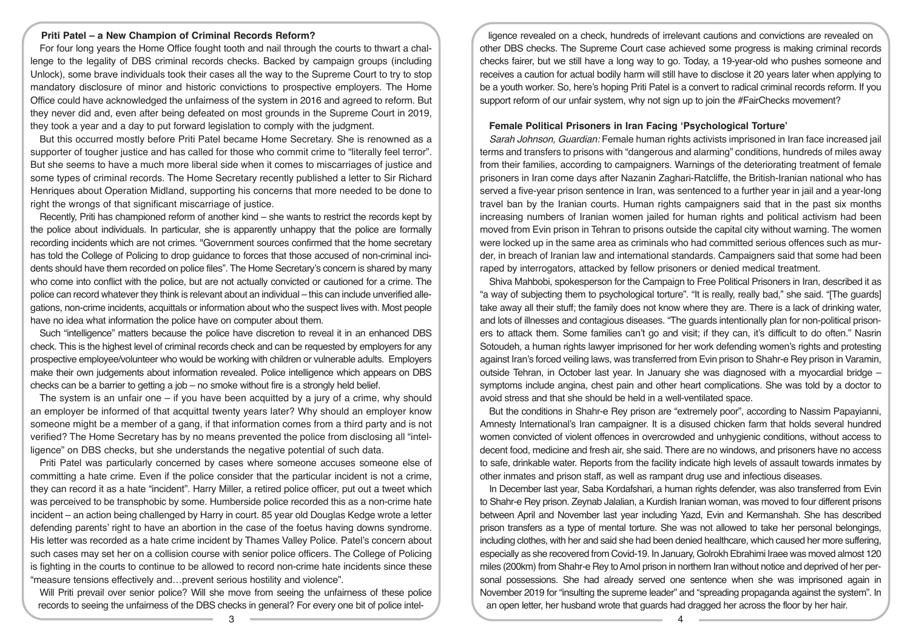## Priti Patel – a New Champion of Criminal Records Reform?

For four long years the Home Office fought tooth and nail through the courts to thwart a challenge to the legality of DBS criminal records checks. Backed by campaign groups (including Unlock), some brave individuals took their cases all the way to the Supreme Court to try to stop mandatory disclosure of minor and historic convictions to prospective employers. The Home Office could have acknowledged the unfairness of the system in 2016 and agreed to reform. But they never did and, even after being defeated on most grounds in the Supreme Court in 2019, they took a year and a day to put forward legislation to comply with the judgment.

But this occurred mostly before Priti Patel became Home Secretary. She is renowned as a supporter of tougher justice and has called for those who commit crime to "literally feel terror". But she seems to have a much more liberal side when it comes to miscarriages of justice and some types of criminal records. The Home Secretary recently published a letter to Sir Richard Henriques about Operation Midland, supporting his concerns that more needed to be done to right the wrongs of that significant miscarriage of justice.

Recently, Priti has championed reform of another kind – she wants to restrict the records kept by the police about individuals. In particular, she is apparently unhappy that the police are formally recording incidents which are not crimes. "Government sources confirmed that the home secretary has told the College of Policing to drop guidance to forces that those accused of non-criminal incidents should have them recorded on police files". The Home Secretary's concern is shared by many who come into conflict with the police, but are not actually convicted or cautioned for a crime. The police can record whatever they think is relevant about an individual – this can include unverified allegations, non-crime incidents, acquittals or information about who the suspect lives with. Most people have no idea what information the police have on computer about them.

Such "intelligence" matters because the police have discretion to reveal it in an enhanced DBS check. This is the highest level of criminal records check and can be requested by employers for any prospective employee/volunteer who would be working with children or vulnerable adults. Employers make their own judgements about information revealed. Police intelligence which appears on DBS checks can be a barrier to getting a job – no smoke without fire is a strongly held belief.

The system is an unfair one – if you have been acquitted by a jury of a crime, why should an employer be informed of that acquittal twenty years later? Why should an employer know someone might be a member of a gang, if that information comes from a third party and is not verified? The Home Secretary has by no means prevented the police from disclosing all "intelligence" on DBS checks, but she understands the negative potential of such data.

Priti Patel was particularly concerned by cases where someone accuses someone else of committing a hate crime. Even if the police consider that the particular incident is not a crime, they can record it as a hate "incident". Harry Miller, a retired police officer, put out a tweet which was perceived to be transphobic by some. Humberside police recorded this as a non-crime hate incident – an action being challenged by Harry in court. 85 year old Douglas Kedge wrote a letter defending parents' right to have an abortion in the case of the foetus having downs syndrome. His letter was recorded as a hate crime incident by Thames Valley Police. Patel's concern about such cases may set her on a collision course with senior police officers. The College of Policing is fighting in the courts to continue to be allowed to record non-crime hate incidents since these "measure tensions effectively and…prevent serious hostility and violence".

Will Priti prevail over senior police? Will she move from seeing the unfairness of these police records to seeing the unfairness of the DBS checks in general? For every one bit of police intelligence revealed on a check, hundreds of irrelevant cautions and convictions are revealed on other DBS checks. The Supreme Court case achieved some progress is making criminal records checks fairer, but we still have a long way to go. Today, a 19-year-old who pushes someone and receives a caution for actual bodily harm will still have to disclose it 20 years later when applying to be a youth worker. So, here's hoping Priti Patel is a convert to radical criminal records reform. If you support reform of our unfair system, why not sign up to join the #FairChecks movement?

## Female Political Prisoners in Iran Facing 'Psychological Torture'

*Sarah Johnson, Guardian:* Female human rights activists imprisoned in Iran face increased jail terms and transfers to prisons with "dangerous and alarming" conditions, hundreds of miles away from their families, according to campaigners. Warnings of the deteriorating treatment of female prisoners in Iran come days after Nazanin Zaghari-Ratcliffe, the British-Iranian national who has served a five-year prison sentence in Iran, was sentenced to a further year in jail and a year-long travel ban by the Iranian courts. Human rights campaigners said that in the past six months increasing numbers of Iranian women jailed for human rights and political activism had been moved from Evin prison in Tehran to prisons outside the capital city without warning. The women were locked up in the same area as criminals who had committed serious offences such as murder, in breach of Iranian law and international standards. Campaigners said that some had been raped by interrogators, attacked by fellow prisoners or denied medical treatment.

Shiva Mahbobi, spokesperson for the Campaign to Free Political Prisoners in Iran, described it as "a way of subjecting them to psychological torture". "It is really, really bad," she said. "[The guards] take away all their stuff; the family does not know where they are. There is a lack of drinking water, and lots of illnesses and contagious diseases. "The guards intentionally plan for non-political prisoners to attack them. Some families can't go and visit; if they can, it's difficult to do often." Nasrin Sotoudeh, a human rights lawyer imprisoned for her work defending women's rights and protesting against Iran's forced veiling laws, was transferred from Evin prison to Shahr-e Rey prison in Varamin, outside Tehran, in October last year. In January she was diagnosed with a myocardial bridge – symptoms include angina, chest pain and other heart complications. She was told by a doctor to avoid stress and that she should be held in a well-ventilated space.

But the conditions in Shahr-e Rey prison are "extremely poor", according to Nassim Papayianni, Amnesty International's Iran campaigner. It is a disused chicken farm that holds several hundred women convicted of violent offences in overcrowded and unhygienic conditions, without access to decent food, medicine and fresh air, she said. There are no windows, and prisoners have no access to safe, drinkable water. Reports from the facility indicate high levels of assault towards inmates by other inmates and prison staff, as well as rampant drug use and infectious diseases.

In December last year, Saba Kordafshari, a human rights defender, was also transferred from Evin to Shahr-e Rey prison. Zeynab Jalalian, a Kurdish Iranian woman, was moved to four different prisons between April and November last year including Yazd, Evin and Kermanshah. She has described prison transfers as a type of mental torture. She was not allowed to take her personal belongings, including clothes, with her and said she had been denied healthcare, which caused her more suffering, especially as she recovered from Covid-19. In January, Golrokh Ebrahimi Iraee was moved almost 120 miles (200km) from Shahr-e Rey to Amol prison in northern Iran without notice and deprived of her personal possessions. She had already served one sentence when she was imprisoned again in November 2019 for "insulting the supreme leader" and "spreading propaganda against the system". In an open letter, her husband wrote that guards had dragged her across the floor by her hair.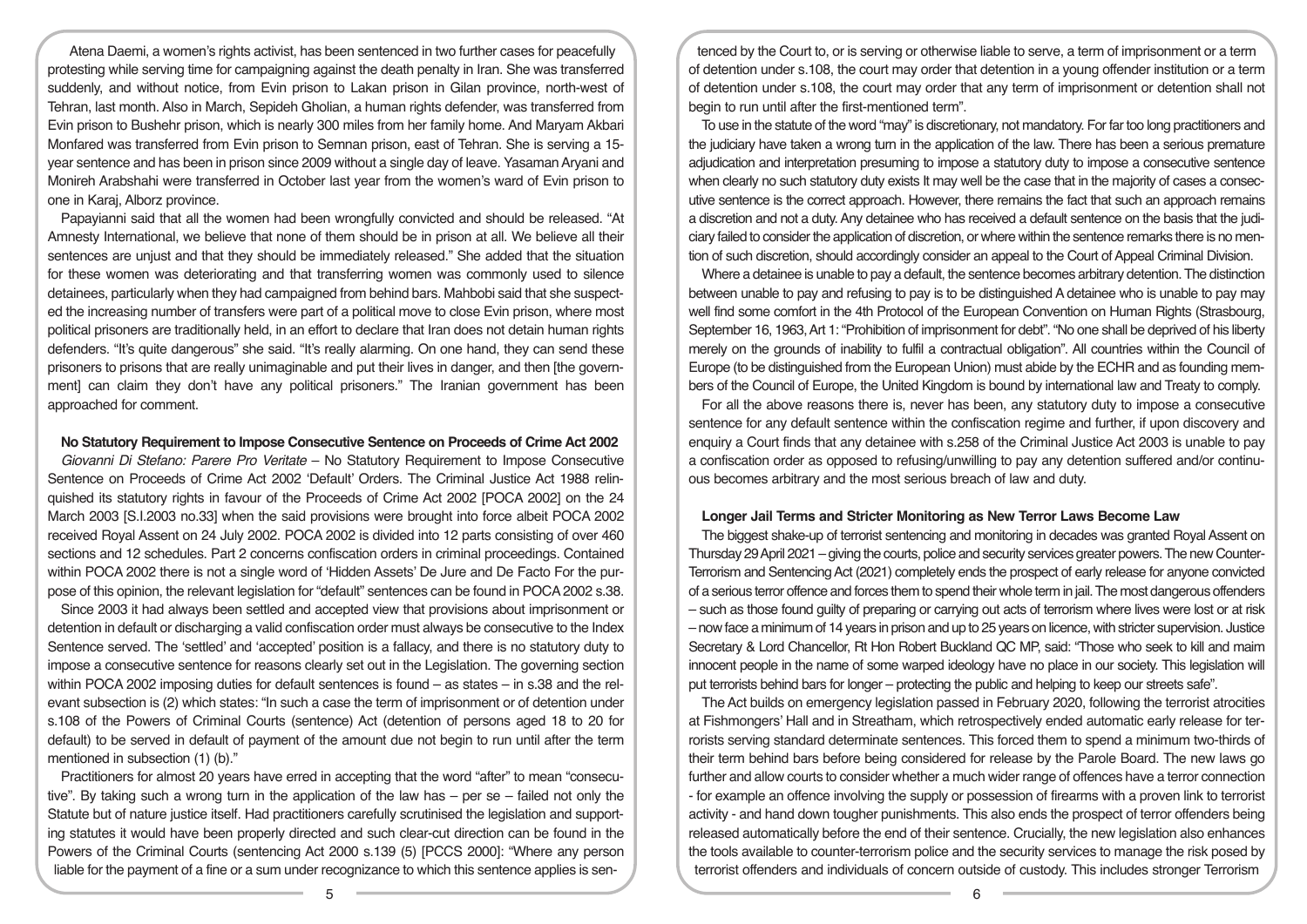Atena Daemi, a women's rights activist, has been sentenced in two further cases for peacefully protesting while serving time for campaigning against the death penalty in Iran. She was transferred suddenly, and without notice, from Evin prison to Lakan prison in Gilan province, north-west of Tehran, last month. Also in March, Sepideh Gholian, a human rights defender, was transferred from Evin prison to Bushehr prison, which is nearly 300 miles from her family home. And Maryam Akbari Monfared was transferred from Evin prison to Semnan prison, east of Tehran. She is serving a 15-year sentence and has been in prison since 2009 without a single day of leave. Yasaman Aryani and Monireh Arabshahi were transferred in October last year from the women's ward of Evin prison to one in Karaj, Alborz province.

Papayianni said that all the women had been wrongfully convicted and should be released. "At Amnesty International, we believe that none of them should be in prison at all. We believe all their sentences are unjust and that they should be immediately released." She added that the situation for these women was deteriorating and that transferring women was commonly used to silence detainees, particularly when they had campaigned from behind bars. Mahbobi said that she suspected the increasing number of transfers were part of a political move to close Evin prison, where most political prisoners are traditionally held, in an effort to declare that Iran does not detain human rights defenders. "It's quite dangerous" she said. "It's really alarming. On one hand, they can send these prisoners to prisons that are really unimaginable and put their lives in danger, and then [the government] can claim they don't have any political prisoners." The Iranian government has been approached for comment.

## No Statutory Requirement to Impose Consecutive Sentence on Proceeds of Crime Act 2002

*Giovanni Di Stefano: Parere Pro Veritate* – No Statutory Requirement to Impose Consecutive Sentence on Proceeds of Crime Act 2002 'Default' Orders. The Criminal Justice Act 1988 relinquished its statutory rights in favour of the Proceeds of Crime Act 2002 [POCA 2002] on the 24 March 2003 [S.I.2003 no.33] when the said provisions were brought into force albeit POCA 2002 received Royal Assent on 24 July 2002. POCA 2002 is divided into 12 parts consisting of over 460 sections and 12 schedules. Part 2 concerns confiscation orders in criminal proceedings. Contained within POCA 2002 there is not a single word of 'Hidden Assets' De Jure and De Facto For the purpose of this opinion, the relevant legislation for "default" sentences can be found in POCA 2002 s.38.

Since 2003 it had always been settled and accepted view that provisions about imprisonment or detention in default or discharging a valid confiscation order must always be consecutive to the Index Sentence served. The 'settled' and 'accepted' position is a fallacy, and there is no statutory duty to impose a consecutive sentence for reasons clearly set out in the Legislation. The governing section within POCA 2002 imposing duties for default sentences is found – as states – in s.38 and the relevant subsection is (2) which states: "In such a case the term of imprisonment or of detention under s.108 of the Powers of Criminal Courts (sentence) Act (detention of persons aged 18 to 20 for default) to be served in default of payment of the amount due not begin to run until after the term mentioned in subsection (1) (b)."

Practitioners for almost 20 years have erred in accepting that the word "after" to mean "consecutive". By taking such a wrong turn in the application of the law has – per se – failed not only the Statute but of nature justice itself. Had practitioners carefully scrutinised the legislation and supporting statutes it would have been properly directed and such clear-cut direction can be found in the Powers of the Criminal Courts (sentencing Act 2000 s.139 (5) [PCCS 2000]: "Where any person liable for the payment of a fine or a sum under recognizance to which this sentence applies is sentenced by the Court to, or is serving or otherwise liable to serve, a term of imprisonment or a term of detention under s.108, the court may order that detention in a young offender institution or a term of detention under s.108, the court may order that any term of imprisonment or detention shall not begin to run until after the first-mentioned term".

To use in the statute of the word "may" is discretionary, not mandatory. For far too long practitioners and the judiciary have taken a wrong turn in the application of the law. There has been a serious premature adjudication and interpretation presuming to impose a statutory duty to impose a consecutive sentence when clearly no such statutory duty exists It may well be the case that in the majority of cases a consecutive sentence is the correct approach. However, there remains the fact that such an approach remains a discretion and not a duty. Any detainee who has received a default sentence on the basis that the judiciary failed to consider the application of discretion, or where within the sentence remarks there is no mention of such discretion, should accordingly consider an appeal to the Court of Appeal Criminal Division.

Where a detainee is unable to pay a default, the sentence becomes arbitrary detention. The distinction between unable to pay and refusing to pay is to be distinguished A detainee who is unable to pay may well find some comfort in the 4th Protocol of the European Convention on Human Rights (Strasbourg, September 16, 1963, Art 1: "Prohibition of imprisonment for debt". "No one shall be deprived of his liberty merely on the grounds of inability to fulfil a contractual obligation". All countries within the Council of Europe (to be distinguished from the European Union) must abide by the ECHR and as founding members of the Council of Europe, the United Kingdom is bound by international law and Treaty to comply.

For all the above reasons there is, never has been, any statutory duty to impose a consecutive sentence for any default sentence within the confiscation regime and further, if upon discovery and enquiry a Court finds that any detainee with s.258 of the Criminal Justice Act 2003 is unable to pay a confiscation order as opposed to refusing/unwilling to pay any detention suffered and/or continuous becomes arbitrary and the most serious breach of law and duty.

## Longer Jail Terms and Stricter Monitoring as New Terror Laws Become Law

The biggest shake-up of terrorist sentencing and monitoring in decades was granted Royal Assent on Thursday 29 April 2021 – giving the courts, police and security services greater powers. The new Counter-Terrorism and Sentencing Act (2021) completely ends the prospect of early release for anyone convicted of a serious terror offence and forces them to spend their whole term in jail. The most dangerous offenders – such as those found guilty of preparing or carrying out acts of terrorism where lives were lost or at risk – now face a minimum of 14 years in prison and up to 25 years on licence, with stricter supervision. Justice Secretary & Lord Chancellor, Rt Hon Robert Buckland QC MP, said: "Those who seek to kill and maim innocent people in the name of some warped ideology have no place in our society. This legislation will put terrorists behind bars for longer – protecting the public and helping to keep our streets safe".

The Act builds on emergency legislation passed in February 2020, following the terrorist atrocities at Fishmongers' Hall and in Streatham, which retrospectively ended automatic early release for terrorists serving standard determinate sentences. This forced them to spend a minimum two-thirds of their term behind bars before being considered for release by the Parole Board. The new laws go further and allow courts to consider whether a much wider range of offences have a terror connection - for example an offence involving the supply or possession of firearms with a proven link to terrorist activity - and hand down tougher punishments. This also ends the prospect of terror offenders being released automatically before the end of their sentence. Crucially, the new legislation also enhances the tools available to counter-terrorism police and the security services to manage the risk posed by terrorist offenders and individuals of concern outside of custody. This includes stronger Terrorism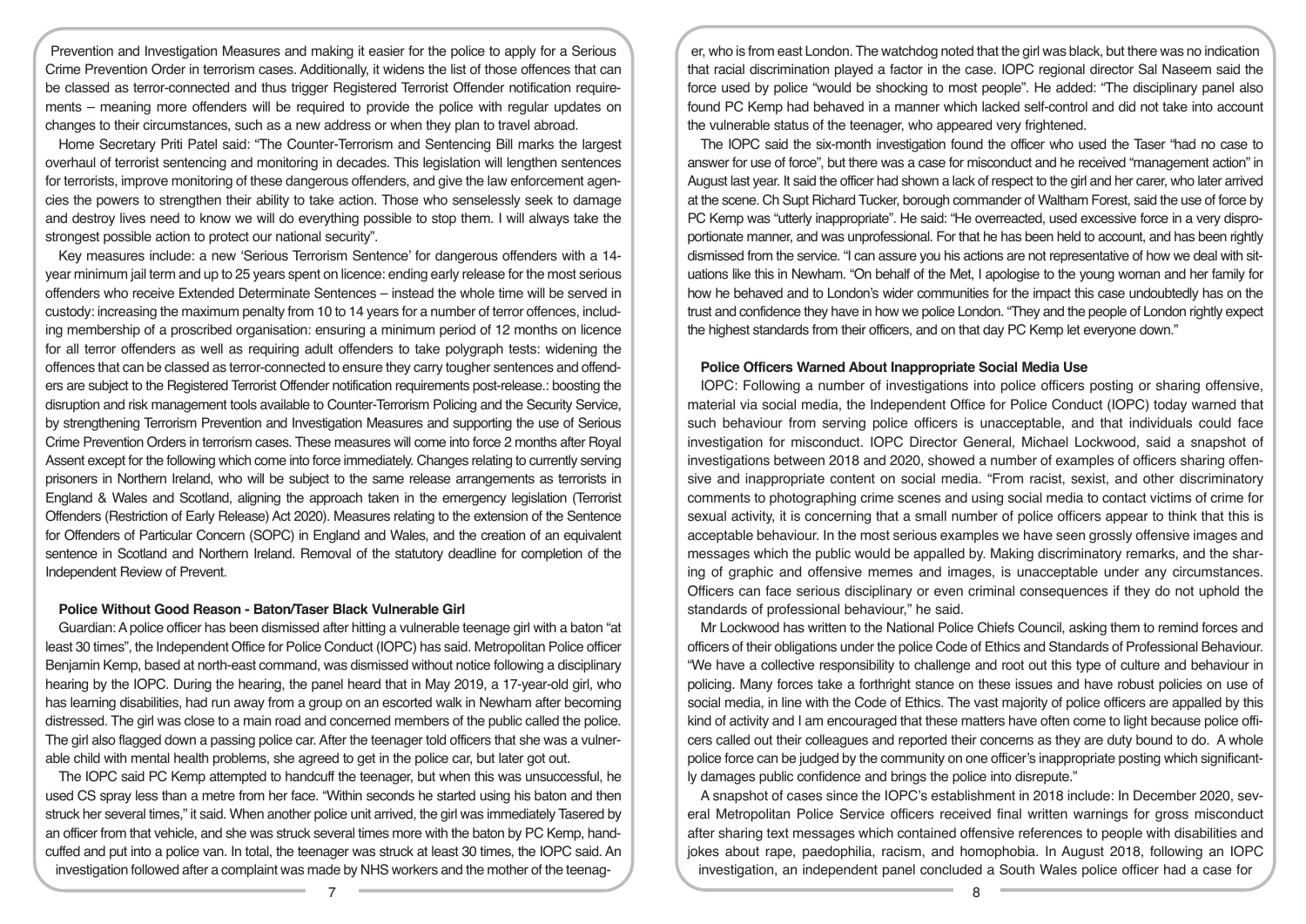Prevention and Investigation Measures and making it easier for the police to apply for a Serious Crime Prevention Order in terrorism cases. Additionally, it widens the list of those offences that can be classed as terror-connected and thus trigger Registered Terrorist Offender notification requirements – meaning more offenders will be required to provide the police with regular updates on changes to their circumstances, such as a new address or when they plan to travel abroad.

Home Secretary Priti Patel said: "The Counter-Terrorism and Sentencing Bill marks the largest overhaul of terrorist sentencing and monitoring in decades. This legislation will lengthen sentences for terrorists, improve monitoring of these dangerous offenders, and give the law enforcement agencies the powers to strengthen their ability to take action. Those who senselessly seek to damage and destroy lives need to know we will do everything possible to stop them. I will always take the strongest possible action to protect our national security".

Key measures include: a new 'Serious Terrorism Sentence' for dangerous offenders with a 14-year minimum jail term and up to 25 years spent on licence: ending early release for the most serious offenders who receive Extended Determinate Sentences – instead the whole time will be served in custody: increasing the maximum penalty from 10 to 14 years for a number of terror offences, including membership of a proscribed organisation: ensuring a minimum period of 12 months on licence for all terror offenders as well as requiring adult offenders to take polygraph tests: widening the offences that can be classed as terror-connected to ensure they carry tougher sentences and offenders are subject to the Registered Terrorist Offender notification requirements post-release.: boosting the disruption and risk management tools available to Counter-Terrorism Policing and the Security Service, by strengthening Terrorism Prevention and Investigation Measures and supporting the use of Serious Crime Prevention Orders in terrorism cases. These measures will come into force 2 months after Royal Assent except for the following which come into force immediately. Changes relating to currently serving prisoners in Northern Ireland, who will be subject to the same release arrangements as terrorists in England & Wales and Scotland, aligning the approach taken in the emergency legislation (Terrorist Offenders (Restriction of Early Release) Act 2020). Measures relating to the extension of the Sentence for Offenders of Particular Concern (SOPC) in England and Wales, and the creation of an equivalent sentence in Scotland and Northern Ireland. Removal of the statutory deadline for completion of the Independent Review of Prevent.

### Police Without Good Reason - Baton/Taser Black Vulnerable Girl

Guardian: A police officer has been dismissed after hitting a vulnerable teenage girl with a baton "at least 30 times", the Independent Office for Police Conduct (IOPC) has said. Metropolitan Police officer Benjamin Kemp, based at north-east command, was dismissed without notice following a disciplinary hearing by the IOPC. During the hearing, the panel heard that in May 2019, a 17-year-old girl, who has learning disabilities, had run away from a group on an escorted walk in Newham after becoming distressed. The girl was close to a main road and concerned members of the public called the police. The girl also flagged down a passing police car. After the teenager told officers that she was a vulnerable child with mental health problems, she agreed to get in the police car, but later got out.

The IOPC said PC Kemp attempted to handcuff the teenager, but when this was unsuccessful, he used CS spray less than a metre from her face. "Within seconds he started using his baton and then struck her several times," it said. When another police unit arrived, the girl was immediately Tasered by an officer from that vehicle, and she was struck several times more with the baton by PC Kemp, handcuffed and put into a police van. In total, the teenager was struck at least 30 times, the IOPC said. An investigation followed after a complaint was made by NHS workers and the mother of the teenager, who is from east London. The watchdog noted that the girl was black, but there was no indication that racial discrimination played a factor in the case. IOPC regional director Sal Naseem said the force used by police "would be shocking to most people". He added: "The disciplinary panel also found PC Kemp had behaved in a manner which lacked self-control and did not take into account the vulnerable status of the teenager, who appeared very frightened.

The IOPC said the six-month investigation found the officer who used the Taser "had no case to answer for use of force", but there was a case for misconduct and he received "management action" in August last year. It said the officer had shown a lack of respect to the girl and her carer, who later arrived at the scene. Ch Supt Richard Tucker, borough commander of Waltham Forest, said the use of force by PC Kemp was "utterly inappropriate". He said: "He overreacted, used excessive force in a very disproportionate manner, and was unprofessional. For that he has been held to account, and has been rightly dismissed from the service. "I can assure you his actions are not representative of how we deal with situations like this in Newham. "On behalf of the Met, I apologise to the young woman and her family for how he behaved and to London's wider communities for the impact this case undoubtedly has on the trust and confidence they have in how we police London. "They and the people of London rightly expect the highest standards from their officers, and on that day PC Kemp let everyone down."

### Police Officers Warned About Inappropriate Social Media Use

IOPC: Following a number of investigations into police officers posting or sharing offensive, material via social media, the Independent Office for Police Conduct (IOPC) today warned that such behaviour from serving police officers is unacceptable, and that individuals could face investigation for misconduct. IOPC Director General, Michael Lockwood, said a snapshot of investigations between 2018 and 2020, showed a number of examples of officers sharing offensive and inappropriate content on social media. "From racist, sexist, and other discriminatory comments to photographing crime scenes and using social media to contact victims of crime for sexual activity, it is concerning that a small number of police officers appear to think that this is acceptable behaviour. In the most serious examples we have seen grossly offensive images and messages which the public would be appalled by. Making discriminatory remarks, and the sharing of graphic and offensive memes and images, is unacceptable under any circumstances. Officers can face serious disciplinary or even criminal consequences if they do not uphold the standards of professional behaviour," he said.

Mr Lockwood has written to the National Police Chiefs Council, asking them to remind forces and officers of their obligations under the police Code of Ethics and Standards of Professional Behaviour. "We have a collective responsibility to challenge and root out this type of culture and behaviour in policing. Many forces take a forthright stance on these issues and have robust policies on use of social media, in line with the Code of Ethics. The vast majority of police officers are appalled by this kind of activity and I am encouraged that these matters have often come to light because police officers called out their colleagues and reported their concerns as they are duty bound to do. A whole police force can be judged by the community on one officer's inappropriate posting which significantly damages public confidence and brings the police into disrepute."

A snapshot of cases since the IOPC's establishment in 2018 include: In December 2020, several Metropolitan Police Service officers received final written warnings for gross misconduct after sharing text messages which contained offensive references to people with disabilities and jokes about rape, paedophilia, racism, and homophobia. In August 2018, following an IOPC investigation, an independent panel concluded a South Wales police officer had a case for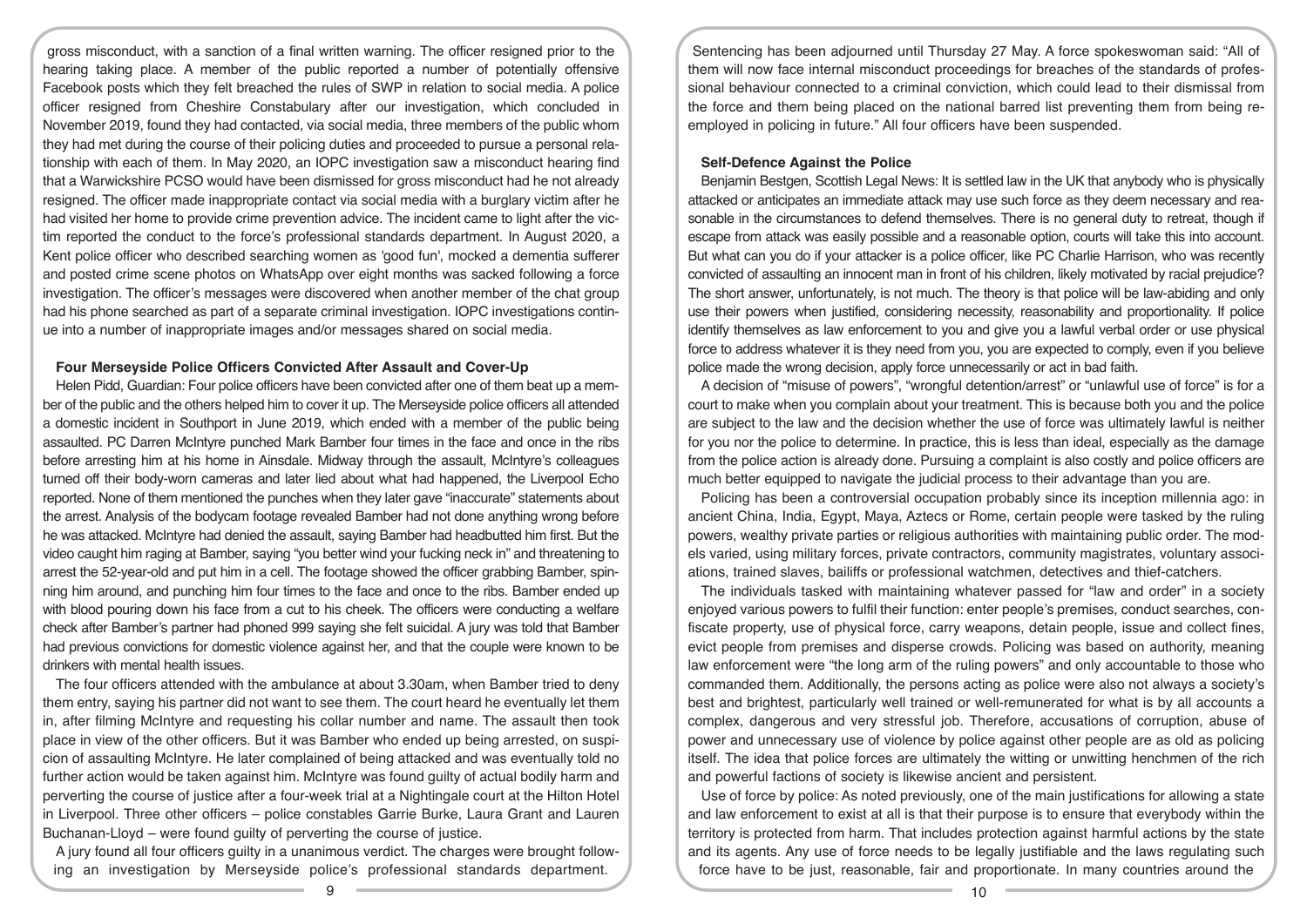gross misconduct, with a sanction of a final written warning. The officer resigned prior to the hearing taking place. A member of the public reported a number of potentially offensive Facebook posts which they felt breached the rules of SWP in relation to social media. A police officer resigned from Cheshire Constabulary after our investigation, which concluded in November 2019, found they had contacted, via social media, three members of the public whom they had met during the course of their policing duties and proceeded to pursue a personal relationship with each of them. In May 2020, an IOPC investigation saw a misconduct hearing find that a Warwickshire PCSO would have been dismissed for gross misconduct had he not already resigned. The officer made inappropriate contact via social media with a burglary victim after he had visited her home to provide crime prevention advice. The incident came to light after the victim reported the conduct to the force's professional standards department. In August 2020, a Kent police officer who described searching women as 'good fun', mocked a dementia sufferer and posted crime scene photos on WhatsApp over eight months was sacked following a force investigation. The officer's messages were discovered when another member of the chat group had his phone searched as part of a separate criminal investigation. IOPC investigations continue into a number of inappropriate images and/or messages shared on social media.

**Four Merseyside Police Officers Convicted After Assault and Cover-Up**

Helen Pidd, Guardian: Four police officers have been convicted after one of them beat up a member of the public and the others helped him to cover it up. The Merseyside police officers all attended a domestic incident in Southport in June 2019, which ended with a member of the public being assaulted. PC Darren McIntyre punched Mark Bamber four times in the face and once in the ribs before arresting him at his home in Ainsdale. Midway through the assault, McIntyre's colleagues turned off their body-worn cameras and later lied about what had happened, the Liverpool Echo reported. None of them mentioned the punches when they later gave "inaccurate" statements about the arrest. Analysis of the bodycam footage revealed Bamber had not done anything wrong before he was attacked. McIntyre had denied the assault, saying Bamber had headbutted him first. But the video caught him raging at Bamber, saying "you better wind your fucking neck in" and threatening to arrest the 52-year-old and put him in a cell. The footage showed the officer grabbing Bamber, spinning him around, and punching him four times to the face and once to the ribs. Bamber ended up with blood pouring down his face from a cut to his cheek. The officers were conducting a welfare check after Bamber's partner had phoned 999 saying she felt suicidal. A jury was told that Bamber had previous convictions for domestic violence against her, and that the couple were known to be drinkers with mental health issues.

The four officers attended with the ambulance at about 3.30am, when Bamber tried to deny them entry, saying his partner did not want to see them. The court heard he eventually let them in, after filming McIntyre and requesting his collar number and name. The assault then took place in view of the other officers. But it was Bamber who ended up being arrested, on suspicion of assaulting McIntyre. He later complained of being attacked and was eventually told no further action would be taken against him. McIntyre was found guilty of actual bodily harm and perverting the course of justice after a four-week trial at a Nightingale court at the Hilton Hotel in Liverpool. Three other officers – police constables Garrie Burke, Laura Grant and Lauren Buchanan-Lloyd – were found guilty of perverting the course of justice.

A jury found all four officers guilty in a unanimous verdict. The charges were brought following an investigation by Merseyside police's professional standards department. Sentencing has been adjourned until Thursday 27 May. A force spokeswoman said: "All of them will now face internal misconduct proceedings for breaches of the standards of professional behaviour connected to a criminal conviction, which could lead to their dismissal from the force and them being placed on the national barred list preventing them from being re-employed in policing in future." All four officers have been suspended.

**Self-Defence Against the Police**

Benjamin Bestgen, Scottish Legal News: It is settled law in the UK that anybody who is physically attacked or anticipates an immediate attack may use such force as they deem necessary and reasonable in the circumstances to defend themselves. There is no general duty to retreat, though if escape from attack was easily possible and a reasonable option, courts will take this into account. But what can you do if your attacker is a police officer, like PC Charlie Harrison, who was recently convicted of assaulting an innocent man in front of his children, likely motivated by racial prejudice? The short answer, unfortunately, is not much. The theory is that police will be law-abiding and only use their powers when justified, considering necessity, reasonability and proportionality. If police identify themselves as law enforcement to you and give you a lawful verbal order or use physical force to address whatever it is they need from you, you are expected to comply, even if you believe police made the wrong decision, apply force unnecessarily or act in bad faith.

A decision of "misuse of powers", "wrongful detention/arrest" or "unlawful use of force" is for a court to make when you complain about your treatment. This is because both you and the police are subject to the law and the decision whether the use of force was ultimately lawful is neither for you nor the police to determine. In practice, this is less than ideal, especially as the damage from the police action is already done. Pursuing a complaint is also costly and police officers are much better equipped to navigate the judicial process to their advantage than you are.

Policing has been a controversial occupation probably since its inception millennia ago: in ancient China, India, Egypt, Maya, Aztecs or Rome, certain people were tasked by the ruling powers, wealthy private parties or religious authorities with maintaining public order. The models varied, using military forces, private contractors, community magistrates, voluntary associations, trained slaves, bailiffs or professional watchmen, detectives and thief-catchers.

The individuals tasked with maintaining whatever passed for "law and order" in a society enjoyed various powers to fulfil their function: enter people's premises, conduct searches, confiscate property, use of physical force, carry weapons, detain people, issue and collect fines, evict people from premises and disperse crowds. Policing was based on authority, meaning law enforcement were "the long arm of the ruling powers" and only accountable to those who commanded them. Additionally, the persons acting as police were also not always a society's best and brightest, particularly well trained or well-remunerated for what is by all accounts a complex, dangerous and very stressful job. Therefore, accusations of corruption, abuse of power and unnecessary use of violence by police against other people are as old as policing itself. The idea that police forces are ultimately the witting or unwitting henchmen of the rich and powerful factions of society is likewise ancient and persistent.

Use of force by police: As noted previously, one of the main justifications for allowing a state and law enforcement to exist at all is that their purpose is to ensure that everybody within the territory is protected from harm. That includes protection against harmful actions by the state and its agents. Any use of force needs to be legally justifiable and the laws regulating such force have to be just, reasonable, fair and proportionate. In many countries around the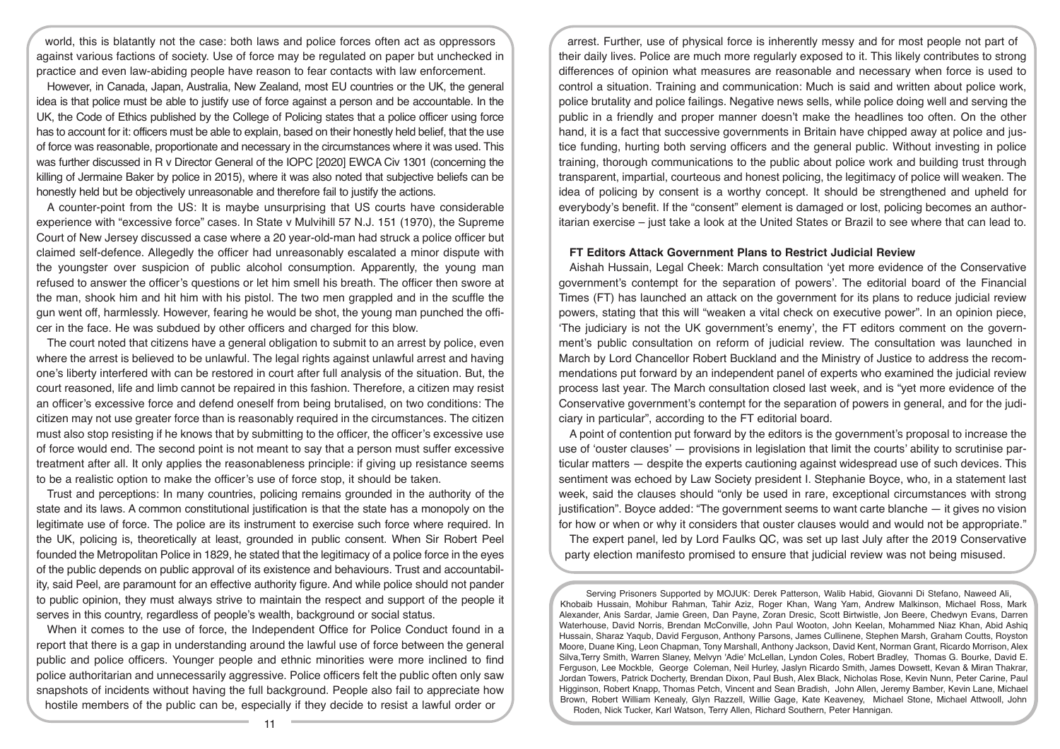world, this is blatantly not the case: both laws and police forces often act as oppressors against various factions of society. Use of force may be regulated on paper but unchecked in practice and even law-abiding people have reason to fear contacts with law enforcement.

However, in Canada, Japan, Australia, New Zealand, most EU countries or the UK, the general idea is that police must be able to justify use of force against a person and be accountable. In the UK, the Code of Ethics published by the College of Policing states that a police officer using force has to account for it: officers must be able to explain, based on their honestly held belief, that the use of force was reasonable, proportionate and necessary in the circumstances where it was used. This was further discussed in R v Director General of the IOPC [2020] EWCA Civ 1301 (concerning the killing of Jermaine Baker by police in 2015), where it was also noted that subjective beliefs can be honestly held but be objectively unreasonable and therefore fail to justify the actions.

A counter-point from the US: It is maybe unsurprising that US courts have considerable experience with "excessive force" cases. In State v Mulvihill 57 N.J. 151 (1970), the Supreme Court of New Jersey discussed a case where a 20 year-old-man had struck a police officer but claimed self-defence. Allegedly the officer had unreasonably escalated a minor dispute with the youngster over suspicion of public alcohol consumption. Apparently, the young man refused to answer the officer's questions or let him smell his breath. The officer then swore at the man, shook him and hit him with his pistol. The two men grappled and in the scuffle the gun went off, harmlessly. However, fearing he would be shot, the young man punched the officer in the face. He was subdued by other officers and charged for this blow.

The court noted that citizens have a general obligation to submit to an arrest by police, even where the arrest is believed to be unlawful. The legal rights against unlawful arrest and having one's liberty interfered with can be restored in court after full analysis of the situation. But, the court reasoned, life and limb cannot be repaired in this fashion. Therefore, a citizen may resist an officer's excessive force and defend oneself from being brutalised, on two conditions: The citizen may not use greater force than is reasonably required in the circumstances. The citizen must also stop resisting if he knows that by submitting to the officer, the officer's excessive use of force would end. The second point is not meant to say that a person must suffer excessive treatment after all. It only applies the reasonableness principle: if giving up resistance seems to be a realistic option to make the officer's use of force stop, it should be taken.

Trust and perceptions: In many countries, policing remains grounded in the authority of the state and its laws. A common constitutional justification is that the state has a monopoly on the legitimate use of force. The police are its instrument to exercise such force where required. In the UK, policing is, theoretically at least, grounded in public consent. When Sir Robert Peel founded the Metropolitan Police in 1829, he stated that the legitimacy of a police force in the eyes of the public depends on public approval of its existence and behaviours. Trust and accountability, said Peel, are paramount for an effective authority figure. And while police should not pander to public opinion, they must always strive to maintain the respect and support of the people it serves in this country, regardless of people's wealth, background or social status.

When it comes to the use of force, the Independent Office for Police Conduct found in a report that there is a gap in understanding around the lawful use of force between the general public and police officers. Younger people and ethnic minorities were more inclined to find police authoritarian and unnecessarily aggressive. Police officers felt the public often only saw snapshots of incidents without having the full background. People also fail to appreciate how hostile members of the public can be, especially if they decide to resist a lawful order or arrest. Further, use of physical force is inherently messy and for most people not part of their daily lives. Police are much more regularly exposed to it. This likely contributes to strong differences of opinion what measures are reasonable and necessary when force is used to control a situation. Training and communication: Much is said and written about police work, police brutality and police failings. Negative news sells, while police doing well and serving the public in a friendly and proper manner doesn't make the headlines too often. On the other hand, it is a fact that successive governments in Britain have chipped away at police and justice funding, hurting both serving officers and the general public. Without investing in police training, thorough communications to the public about police work and building trust through transparent, impartial, courteous and honest policing, the legitimacy of police will weaken. The idea of policing by consent is a worthy concept. It should be strengthened and upheld for everybody's benefit. If the "consent" element is damaged or lost, policing becomes an authoritarian exercise – just take a look at the United States or Brazil to see where that can lead to.

## FT Editors Attack Government Plans to Restrict Judicial Review

Aishah Hussain, Legal Cheek: March consultation 'yet more evidence of the Conservative government's contempt for the separation of powers'. The editorial board of the Financial Times (FT) has launched an attack on the government for its plans to reduce judicial review powers, stating that this will "weaken a vital check on executive power". In an opinion piece, 'The judiciary is not the UK government's enemy', the FT editors comment on the government's public consultation on reform of judicial review. The consultation was launched in March by Lord Chancellor Robert Buckland and the Ministry of Justice to address the recommendations put forward by an independent panel of experts who examined the judicial review process last year. The March consultation closed last week, and is "yet more evidence of the Conservative government's contempt for the separation of powers in general, and for the judiciary in particular", according to the FT editorial board.

A point of contention put forward by the editors is the government's proposal to increase the use of 'ouster clauses' — provisions in legislation that limit the courts' ability to scrutinise particular matters — despite the experts cautioning against widespread use of such devices. This sentiment was echoed by Law Society president I. Stephanie Boyce, who, in a statement last week, said the clauses should "only be used in rare, exceptional circumstances with strong justification". Boyce added: "The government seems to want carte blanche — it gives no vision for how or when or why it considers that ouster clauses would and would not be appropriate."

The expert panel, led by Lord Faulks QC, was set up last July after the 2019 Conservative party election manifesto promised to ensure that judicial review was not being misused.

Serving Prisoners Supported by MOJUK: Derek Patterson, Walib Habid, Giovanni Di Stefano, Naweed Ali, Khobaib Hussain, Mohibur Rahman, Tahir Aziz, Roger Khan, Wang Yam, Andrew Malkinson, Michael Ross, Mark Alexander, Anis Sardar, Jamie Green, Dan Payne, Zoran Dresic, Scott Birtwistle, Jon Beere, Chedwyn Evans, Darren Waterhouse, David Norris, Brendan McConville, John Paul Wooton, John Keelan, Mohammed Niaz Khan, Abid Ashiq Hussain, Sharaz Yaqub, David Ferguson, Anthony Parsons, James Cullinene, Stephen Marsh, Graham Coutts, Royston Moore, Duane King, Leon Chapman, Tony Marshall, Anthony Jackson, David Kent, Norman Grant, Ricardo Morrison, Alex Silva,Terry Smith, Warren Slaney, Melvyn 'Adie' McLellan, Lyndon Coles, Robert Bradley, Thomas G. Bourke, David E. Ferguson, Lee Mockble, George Coleman, Neil Hurley, Jaslyn Ricardo Smith, James Dowsett, Kevan & Miran Thakrar, Jordan Towers, Patrick Docherty, Brendan Dixon, Paul Bush, Alex Black, Nicholas Rose, Kevin Nunn, Peter Carine, Paul Higginson, Robert Knapp, Thomas Petch, Vincent and Sean Bradish, John Allen, Jeremy Bamber, Kevin Lane, Michael Brown, Robert William Kenealy, Glyn Razzell, Willie Gage, Kate Keaveney, Michael Stone, Michael Attwooll, John Roden, Nick Tucker, Karl Watson, Terry Allen, Richard Southern, Peter Hannigan.